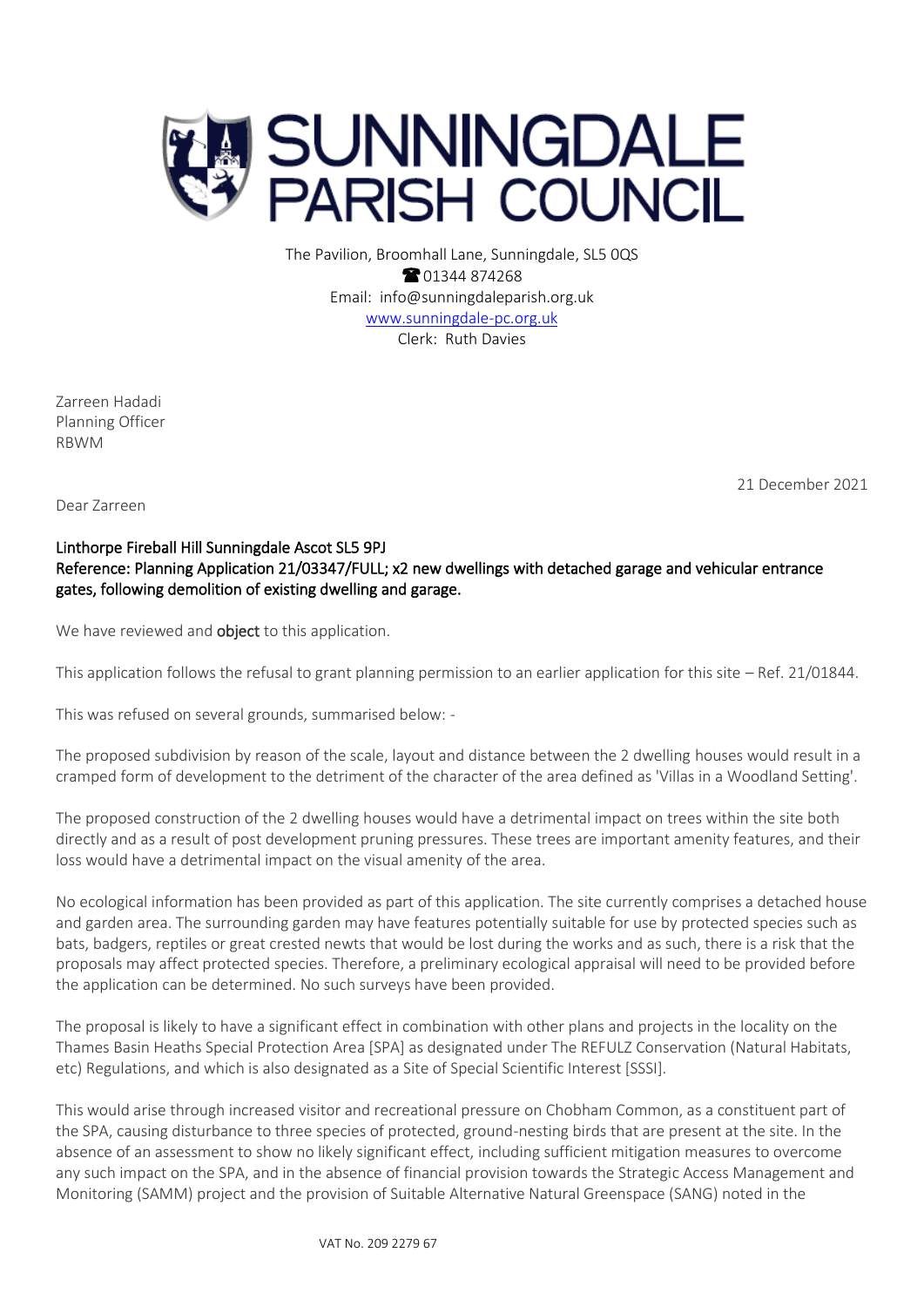# SUNNINGDALE PARISH COUNCIL

The Pavilion, Broomhall Lane, Sunningdale, SL5 0QS
☎ 01344 874268
Email: info@sunningdaleparish.org.uk
www.sunningdale-pc.org.uk
Clerk: Ruth Davies

Zarreen Hadadi
Planning Officer
RBWM

21 December 2021

Dear Zarreen

**Linthorpe Fireball Hill Sunningdale Ascot SL5 9PJ**
**Reference: Planning Application 21/03347/FULL; x2 new dwellings with detached garage and vehicular entrance gates, following demolition of existing dwelling and garage.**

We have reviewed and **object** to this application.

This application follows the refusal to grant planning permission to an earlier application for this site – Ref. 21/01844.

This was refused on several grounds, summarised below: -

The proposed subdivision by reason of the scale, layout and distance between the 2 dwelling houses would result in a cramped form of development to the detriment of the character of the area defined as 'Villas in a Woodland Setting'.

The proposed construction of the 2 dwelling houses would have a detrimental impact on trees within the site both directly and as a result of post development pruning pressures. These trees are important amenity features, and their loss would have a detrimental impact on the visual amenity of the area.

No ecological information has been provided as part of this application. The site currently comprises a detached house and garden area. The surrounding garden may have features potentially suitable for use by protected species such as bats, badgers, reptiles or great crested newts that would be lost during the works and as such, there is a risk that the proposals may affect protected species. Therefore, a preliminary ecological appraisal will need to be provided before the application can be determined. No such surveys have been provided.

The proposal is likely to have a significant effect in combination with other plans and projects in the locality on the Thames Basin Heaths Special Protection Area [SPA] as designated under The REFULZ Conservation (Natural Habitats, etc) Regulations, and which is also designated as a Site of Special Scientific Interest [SSSI].

This would arise through increased visitor and recreational pressure on Chobham Common, as a constituent part of the SPA, causing disturbance to three species of protected, ground-nesting birds that are present at the site. In the absence of an assessment to show no likely significant effect, including sufficient mitigation measures to overcome any such impact on the SPA, and in the absence of financial provision towards the Strategic Access Management and Monitoring (SAMM) project and the provision of Suitable Alternative Natural Greenspace (SANG) noted in the

VAT No. 209 2279 67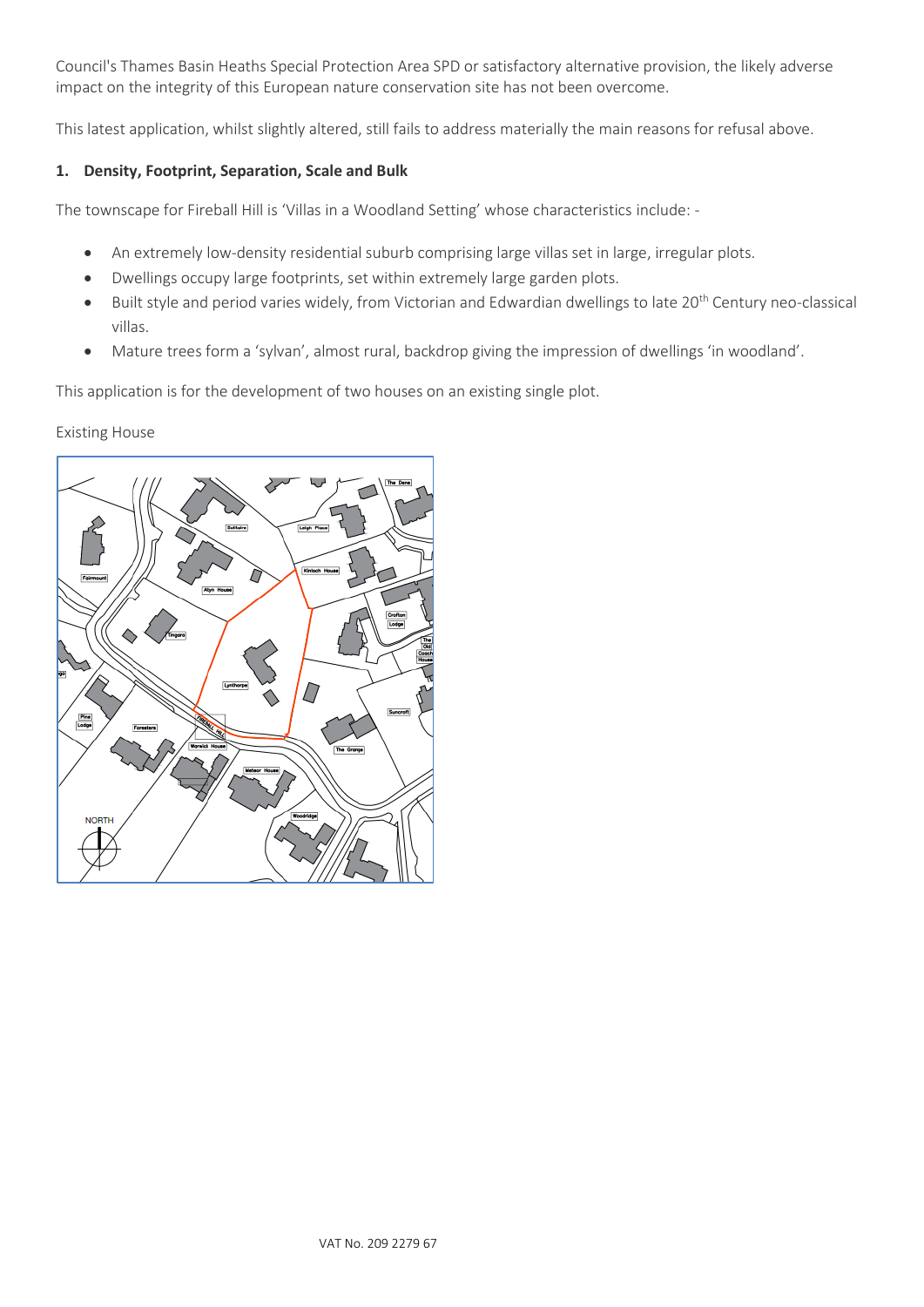Council's Thames Basin Heaths Special Protection Area SPD or satisfactory alternative provision, the likely adverse impact on the integrity of this European nature conservation site has not been overcome.

This latest application, whilst slightly altered, still fails to address materially the main reasons for refusal above.

## 1. Density, Footprint, Separation, Scale and Bulk

The townscape for Fireball Hill is 'Villas in a Woodland Setting' whose characteristics include: -

- An extremely low-density residential suburb comprising large villas set in large, irregular plots.
- Dwellings occupy large footprints, set within extremely large garden plots.
- Built style and period varies widely, from Victorian and Edwardian dwellings to late 20th Century neo-classical villas.
- Mature trees form a 'sylvan', almost rural, backdrop giving the impression of dwellings 'in woodland'.

This application is for the development of two houses on an existing single plot.

Existing House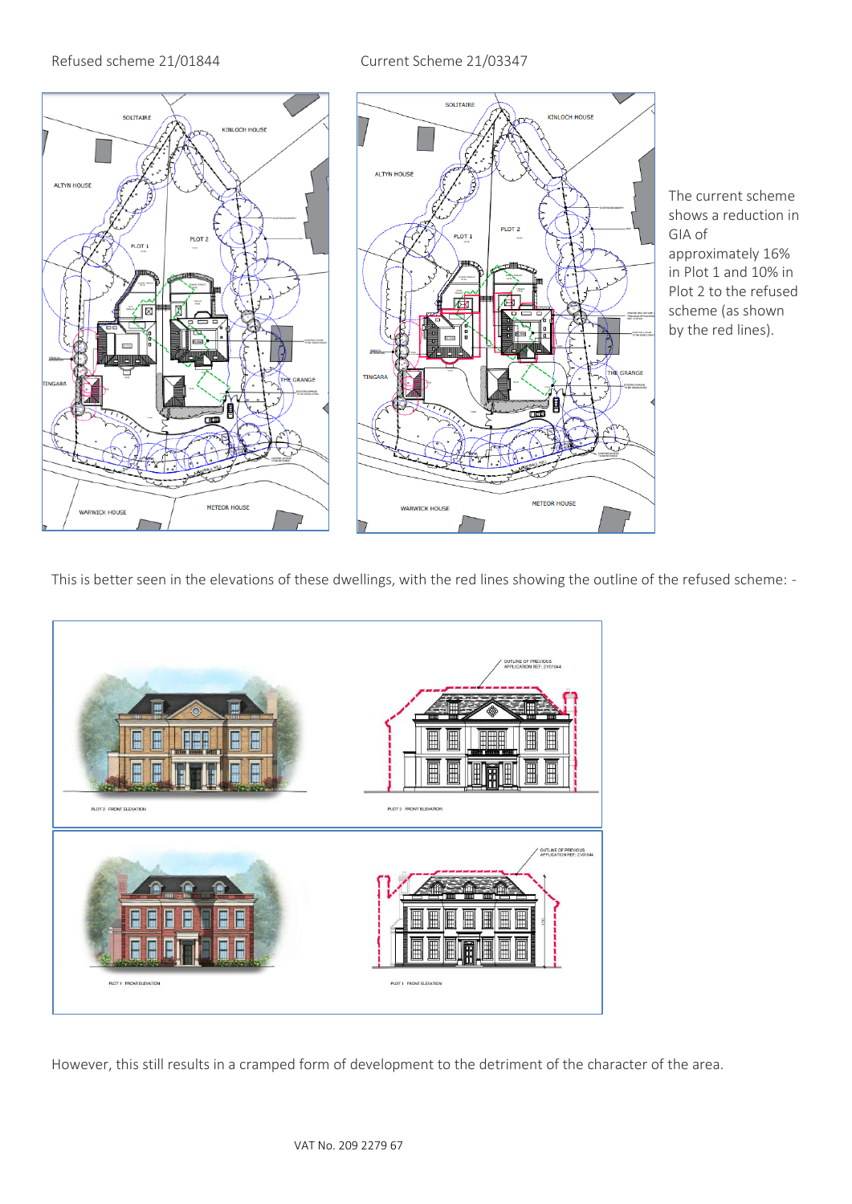Refused scheme 21/01844

Current Scheme 21/03347

The current scheme shows a reduction in GIA of approximately 16% in Plot 1 and 10% in Plot 2 to the refused scheme (as shown by the red lines).

This is better seen in the elevations of these dwellings, with the red lines showing the outline of the refused scheme: -

However, this still results in a cramped form of development to the detriment of the character of the area.

VAT No. 209 2279 67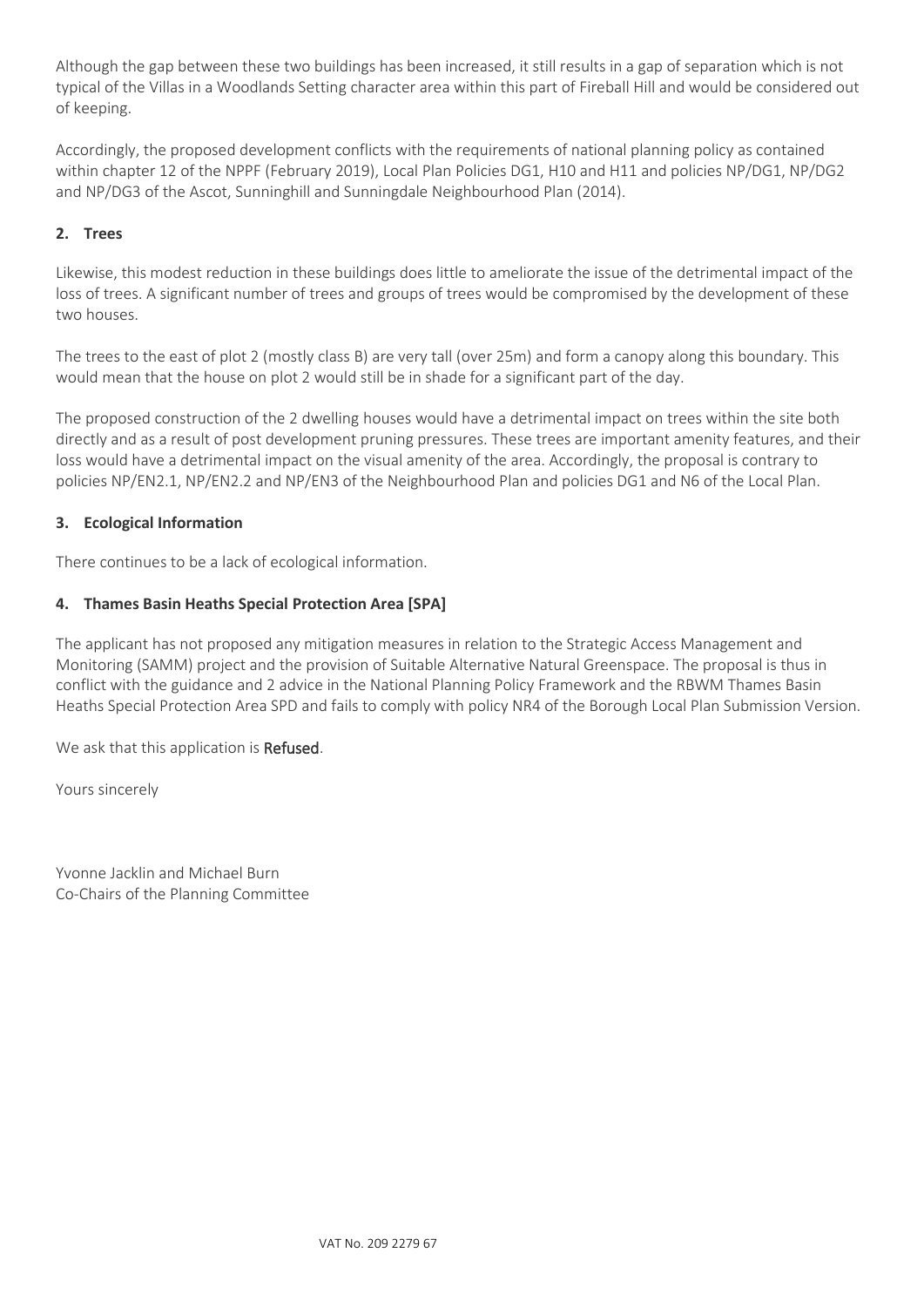Although the gap between these two buildings has been increased, it still results in a gap of separation which is not typical of the Villas in a Woodlands Setting character area within this part of Fireball Hill and would be considered out of keeping.

Accordingly, the proposed development conflicts with the requirements of national planning policy as contained within chapter 12 of the NPPF (February 2019), Local Plan Policies DG1, H10 and H11 and policies NP/DG1, NP/DG2 and NP/DG3 of the Ascot, Sunninghill and Sunningdale Neighbourhood Plan (2014).

**2. Trees**

Likewise, this modest reduction in these buildings does little to ameliorate the issue of the detrimental impact of the loss of trees. A significant number of trees and groups of trees would be compromised by the development of these two houses.

The trees to the east of plot 2 (mostly class B) are very tall (over 25m) and form a canopy along this boundary. This would mean that the house on plot 2 would still be in shade for a significant part of the day.

The proposed construction of the 2 dwelling houses would have a detrimental impact on trees within the site both directly and as a result of post development pruning pressures. These trees are important amenity features, and their loss would have a detrimental impact on the visual amenity of the area. Accordingly, the proposal is contrary to policies NP/EN2.1, NP/EN2.2 and NP/EN3 of the Neighbourhood Plan and policies DG1 and N6 of the Local Plan.

**3. Ecological Information**

There continues to be a lack of ecological information.

**4. Thames Basin Heaths Special Protection Area [SPA]**

The applicant has not proposed any mitigation measures in relation to the Strategic Access Management and Monitoring (SAMM) project and the provision of Suitable Alternative Natural Greenspace. The proposal is thus in conflict with the guidance and 2 advice in the National Planning Policy Framework and the RBWM Thames Basin Heaths Special Protection Area SPD and fails to comply with policy NR4 of the Borough Local Plan Submission Version.

We ask that this application is **Refused**.

Yours sincerely

Yvonne Jacklin and Michael Burn
Co-Chairs of the Planning Committee

VAT No. 209 2279 67